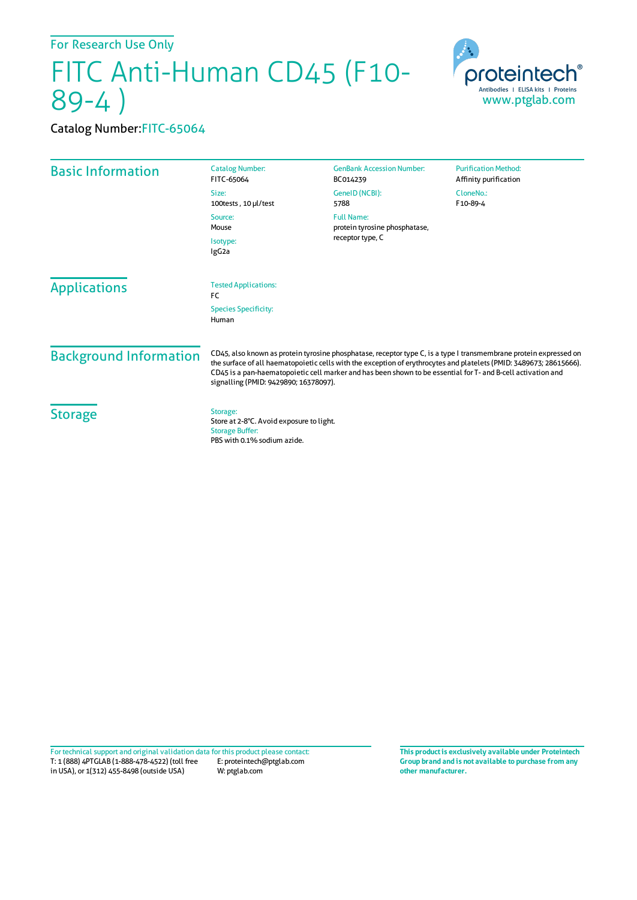For Research Use Only

# FITC Anti-Human CD45 (F10-89-4 )

Catalog Number:FITC-65064

proteintech®
Antibodies | ELISA kits | Proteins
www.ptglab.com

## Basic Information

Catalog Number:
FITC-65064

Size:
100tests , 10 µl/test

Source:
Mouse

Isotype:
IgG2a

GenBank Accession Number:
BC014239

GeneID (NCBI):
5788

Full Name:
protein tyrosine phosphatase, receptor type, C

Purification Method:
Affinity purification

CloneNo.:
F10-89-4

## Applications

Tested Applications:
FC

Species Specificity:
Human

## Background Information

CD45, also known as protein tyrosine phosphatase, receptor type C, is a type I transmembrane protein expressed on the surface of all haematopoietic cells with the exception of erythrocytes and platelets (PMID: 3489673; 28615666). CD45 is a pan-haematopoietic cell marker and has been shown to be essential for T- and B-cell activation and signalling (PMID: 9429890; 16378097).

## Storage

Storage:
Store at 2-8°C. Avoid exposure to light.

Storage Buffer:
PBS with 0.1% sodium azide.

For technical support and original validation data for this product please contact:
T: 1 (888) 4PTGLAB (1-888-478-4522) (toll free in USA), or 1(312) 455-8498 (outside USA)
E: proteintech@ptglab.com
W: ptglab.com

**This product is exclusively available under Proteintech Group brand and is not available to purchase from any other manufacturer.**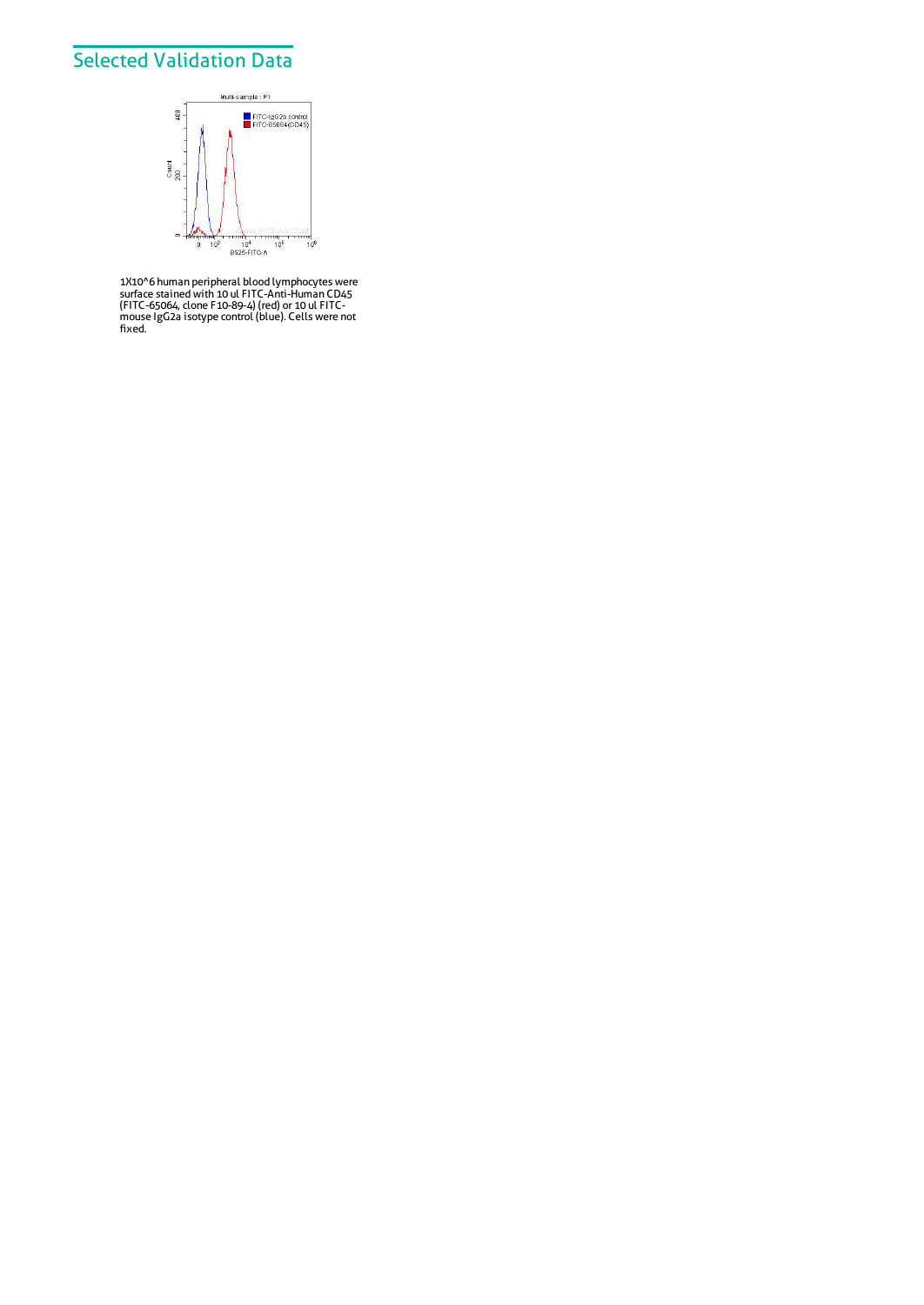## Selected Validation Data

Multi-sample : P1

FITC-IgG2a control
FITC-65064(CD45)

Count

0
200
400

0
$10^2$
$10^4$
$10^5$
$10^6$

B525-FITC-A

1X10^6 human peripheral blood lymphocytes were surface stained with 10 ul FITC-Anti-Human CD45 (FITC-65064, clone F10-89-4) (red) or 10 ul FITC-mouse IgG2a isotype control (blue). Cells were not fixed.